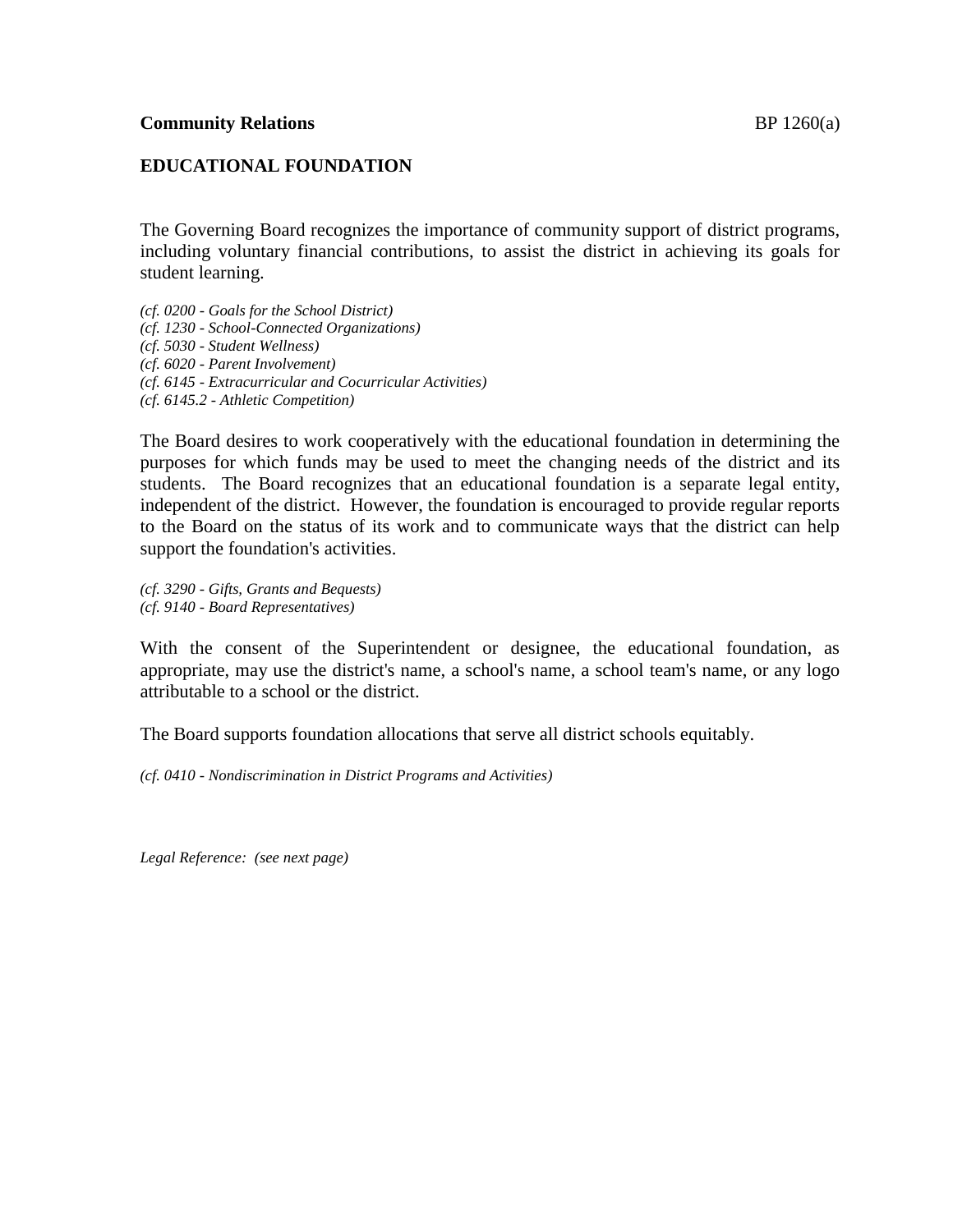**Community Relations** BP 1260(a)

## EDUCATIONAL FOUNDATION

The Governing Board recognizes the importance of community support of district programs, including voluntary financial contributions, to assist the district in achieving its goals for student learning.

*(cf. 0200 - Goals for the School District)*
*(cf. 1230 - School-Connected Organizations)*
*(cf. 5030 - Student Wellness)*
*(cf. 6020 - Parent Involvement)*
*(cf. 6145 - Extracurricular and Cocurricular Activities)*
*(cf. 6145.2 - Athletic Competition)*

The Board desires to work cooperatively with the educational foundation in determining the purposes for which funds may be used to meet the changing needs of the district and its students. The Board recognizes that an educational foundation is a separate legal entity, independent of the district. However, the foundation is encouraged to provide regular reports to the Board on the status of its work and to communicate ways that the district can help support the foundation's activities.

*(cf. 3290 - Gifts, Grants and Bequests)*
*(cf. 9140 - Board Representatives)*

With the consent of the Superintendent or designee, the educational foundation, as appropriate, may use the district's name, a school's name, a school team's name, or any logo attributable to a school or the district.

The Board supports foundation allocations that serve all district schools equitably.

*(cf. 0410 - Nondiscrimination in District Programs and Activities)*

*Legal Reference: (see next page)*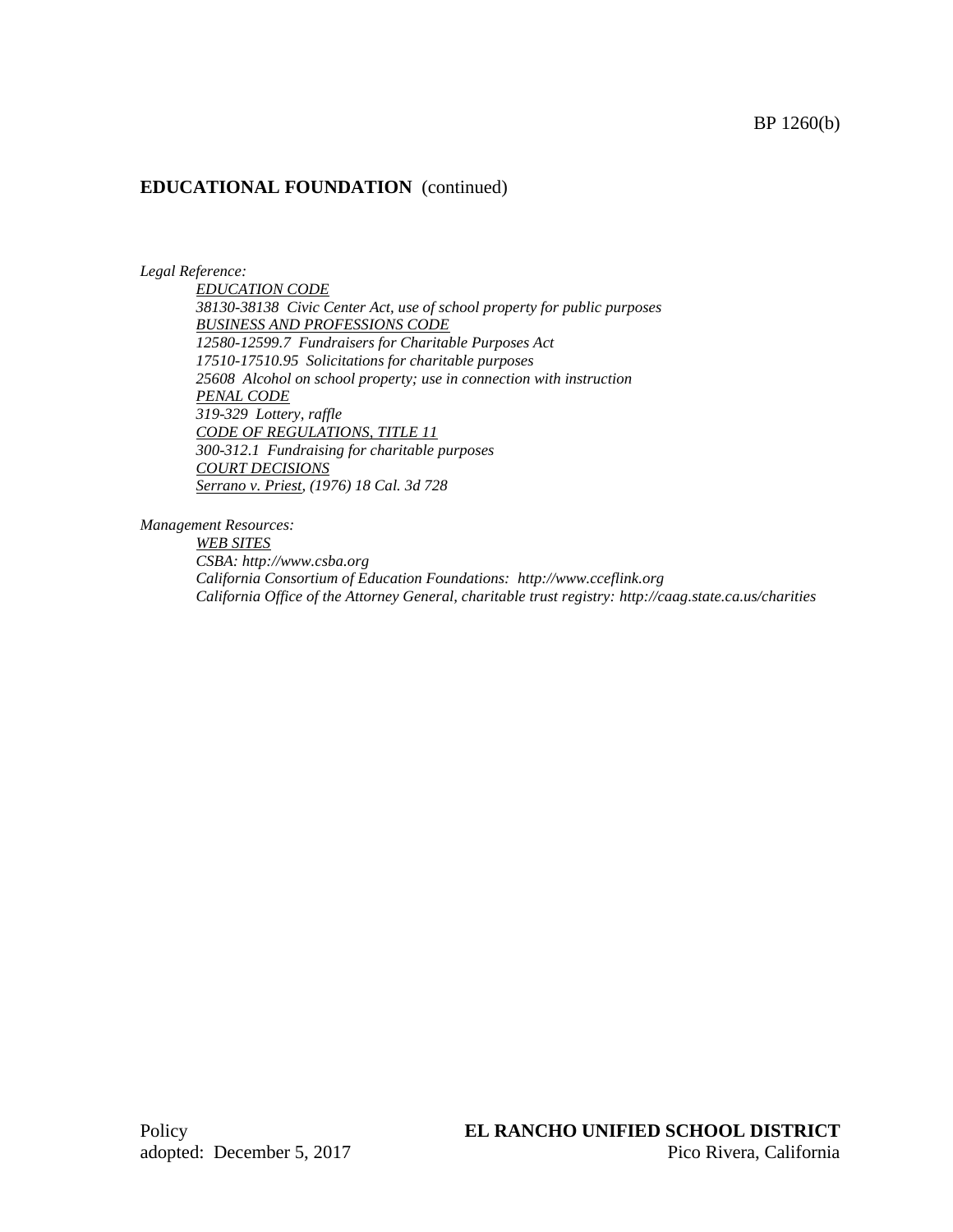## EDUCATIONAL FOUNDATION (continued)

*Legal Reference:*

*EDUCATION CODE*
*38130-38138 Civic Center Act, use of school property for public purposes*
*BUSINESS AND PROFESSIONS CODE*
*12580-12599.7 Fundraisers for Charitable Purposes Act*
*17510-17510.95 Solicitations for charitable purposes*
*25608 Alcohol on school property; use in connection with instruction*
*PENAL CODE*
*319-329 Lottery, raffle*
*CODE OF REGULATIONS, TITLE 11*
*300-312.1 Fundraising for charitable purposes*
*COURT DECISIONS*
*Serrano v. Priest, (1976) 18 Cal. 3d 728*

*Management Resources:*

*WEB SITES*
*CSBA: http://www.csba.org*
*California Consortium of Education Foundations: http://www.cceflink.org*
*California Office of the Attorney General, charitable trust registry: http://caag.state.ca.us/charities*

Policy
adopted: December 5, 2017

**EL RANCHO UNIFIED SCHOOL DISTRICT**
Pico Rivera, California